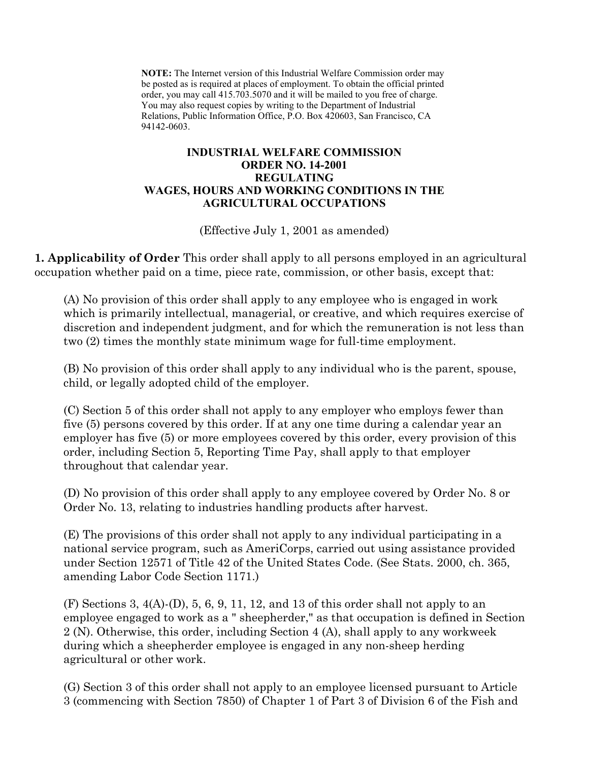**NOTE:** The Internet version of this Industrial Welfare Commission order may be posted as is required at places of employment. To obtain the official printed order, you may call 415.703.5070 and it will be mailed to you free of charge. You may also request copies by writing to the Department of Industrial Relations, Public Information Office, P.O. Box 420603, San Francisco, CA 94142-0603.

# INDUSTRIAL WELFARE COMMISSION ORDER NO. 14-2001 REGULATING WAGES, HOURS AND WORKING CONDITIONS IN THE AGRICULTURAL OCCUPATIONS

(Effective July 1, 2001 as amended)

**1. Applicability of Order** This order shall apply to all persons employed in an agricultural occupation whether paid on a time, piece rate, commission, or other basis, except that:

(A) No provision of this order shall apply to any employee who is engaged in work which is primarily intellectual, managerial, or creative, and which requires exercise of discretion and independent judgment, and for which the remuneration is not less than two (2) times the monthly state minimum wage for full-time employment.

(B) No provision of this order shall apply to any individual who is the parent, spouse, child, or legally adopted child of the employer.

(C) Section 5 of this order shall not apply to any employer who employs fewer than five (5) persons covered by this order. If at any one time during a calendar year an employer has five (5) or more employees covered by this order, every provision of this order, including Section 5, Reporting Time Pay, shall apply to that employer throughout that calendar year.

(D) No provision of this order shall apply to any employee covered by Order No. 8 or Order No. 13, relating to industries handling products after harvest.

(E) The provisions of this order shall not apply to any individual participating in a national service program, such as AmeriCorps, carried out using assistance provided under Section 12571 of Title 42 of the United States Code. (See Stats. 2000, ch. 365, amending Labor Code Section 1171.)

(F) Sections 3, 4(A)-(D), 5, 6, 9, 11, 12, and 13 of this order shall not apply to an employee engaged to work as a " sheepherder," as that occupation is defined in Section 2 (N). Otherwise, this order, including Section 4 (A), shall apply to any workweek during which a sheepherder employee is engaged in any non-sheep herding agricultural or other work.

(G) Section 3 of this order shall not apply to an employee licensed pursuant to Article 3 (commencing with Section 7850) of Chapter 1 of Part 3 of Division 6 of the Fish and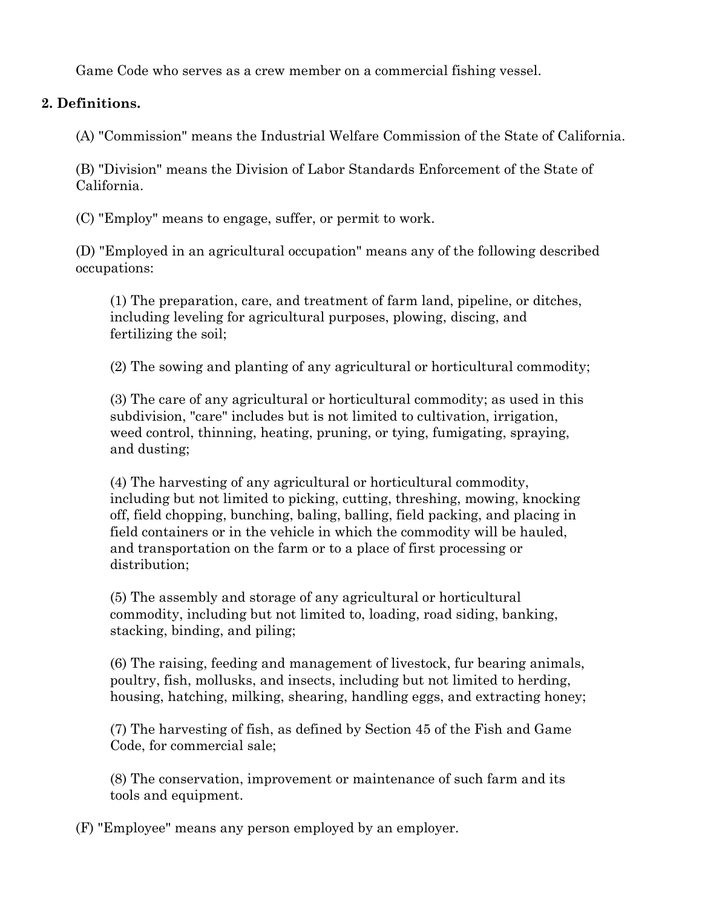Game Code who serves as a crew member on a commercial fishing vessel.

**2. Definitions.**

(A) "Commission" means the Industrial Welfare Commission of the State of California.

(B) "Division" means the Division of Labor Standards Enforcement of the State of California.

(C) "Employ" means to engage, suffer, or permit to work.

(D) "Employed in an agricultural occupation" means any of the following described occupations:

(1) The preparation, care, and treatment of farm land, pipeline, or ditches, including leveling for agricultural purposes, plowing, discing, and fertilizing the soil;

(2) The sowing and planting of any agricultural or horticultural commodity;

(3) The care of any agricultural or horticultural commodity; as used in this subdivision, "care" includes but is not limited to cultivation, irrigation, weed control, thinning, heating, pruning, or tying, fumigating, spraying, and dusting;

(4) The harvesting of any agricultural or horticultural commodity, including but not limited to picking, cutting, threshing, mowing, knocking off, field chopping, bunching, baling, balling, field packing, and placing in field containers or in the vehicle in which the commodity will be hauled, and transportation on the farm or to a place of first processing or distribution;

(5) The assembly and storage of any agricultural or horticultural commodity, including but not limited to, loading, road siding, banking, stacking, binding, and piling;

(6) The raising, feeding and management of livestock, fur bearing animals, poultry, fish, mollusks, and insects, including but not limited to herding, housing, hatching, milking, shearing, handling eggs, and extracting honey;

(7) The harvesting of fish, as defined by Section 45 of the Fish and Game Code, for commercial sale;

(8) The conservation, improvement or maintenance of such farm and its tools and equipment.

(F) "Employee" means any person employed by an employer.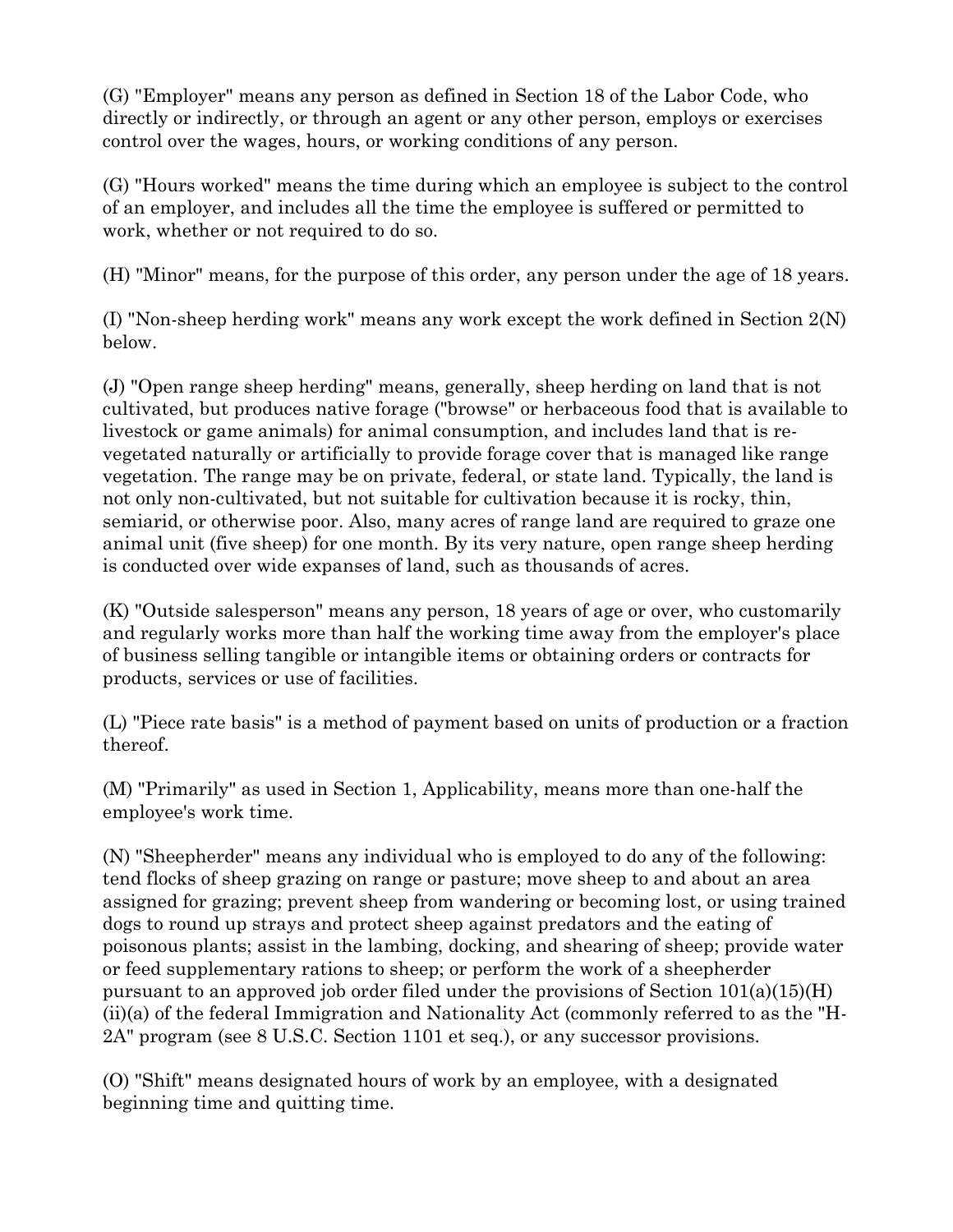(G) "Employer" means any person as defined in Section 18 of the Labor Code, who directly or indirectly, or through an agent or any other person, employs or exercises control over the wages, hours, or working conditions of any person.

(G) "Hours worked" means the time during which an employee is subject to the control of an employer, and includes all the time the employee is suffered or permitted to work, whether or not required to do so.

(H) "Minor" means, for the purpose of this order, any person under the age of 18 years.

(I) "Non-sheep herding work" means any work except the work defined in Section 2(N) below.

(J) "Open range sheep herding" means, generally, sheep herding on land that is not cultivated, but produces native forage ("browse" or herbaceous food that is available to livestock or game animals) for animal consumption, and includes land that is re-vegetated naturally or artificially to provide forage cover that is managed like range vegetation. The range may be on private, federal, or state land. Typically, the land is not only non-cultivated, but not suitable for cultivation because it is rocky, thin, semiarid, or otherwise poor. Also, many acres of range land are required to graze one animal unit (five sheep) for one month. By its very nature, open range sheep herding is conducted over wide expanses of land, such as thousands of acres.

(K) "Outside salesperson" means any person, 18 years of age or over, who customarily and regularly works more than half the working time away from the employer's place of business selling tangible or intangible items or obtaining orders or contracts for products, services or use of facilities.

(L) "Piece rate basis" is a method of payment based on units of production or a fraction thereof.

(M) "Primarily" as used in Section 1, Applicability, means more than one-half the employee's work time.

(N) "Sheepherder" means any individual who is employed to do any of the following: tend flocks of sheep grazing on range or pasture; move sheep to and about an area assigned for grazing; prevent sheep from wandering or becoming lost, or using trained dogs to round up strays and protect sheep against predators and the eating of poisonous plants; assist in the lambing, docking, and shearing of sheep; provide water or feed supplementary rations to sheep; or perform the work of a sheepherder pursuant to an approved job order filed under the provisions of Section 101(a)(15)(H)(ii)(a) of the federal Immigration and Nationality Act (commonly referred to as the "H-2A" program (see 8 U.S.C. Section 1101 et seq.), or any successor provisions.

(O) "Shift" means designated hours of work by an employee, with a designated beginning time and quitting time.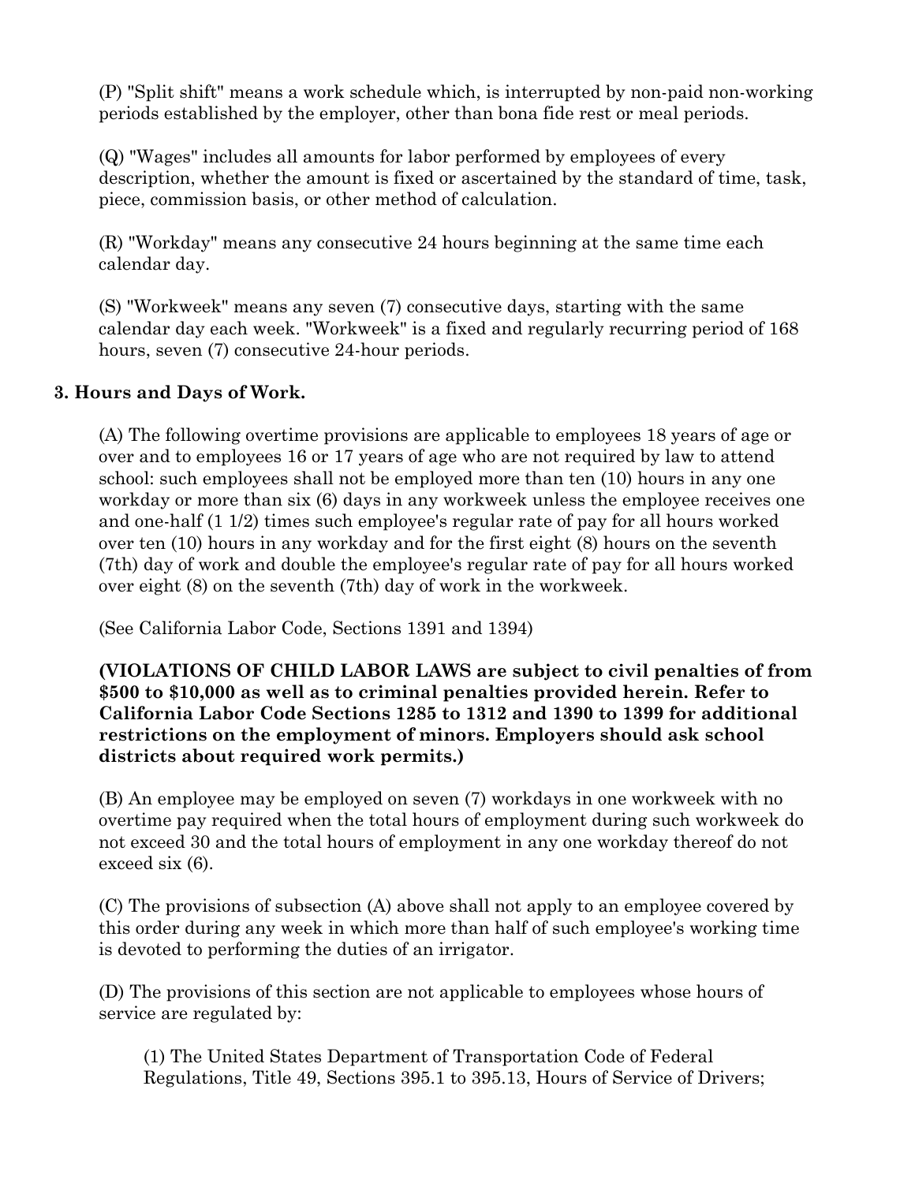(P) "Split shift" means a work schedule which, is interrupted by non-paid non-working periods established by the employer, other than bona fide rest or meal periods.

(Q) "Wages" includes all amounts for labor performed by employees of every description, whether the amount is fixed or ascertained by the standard of time, task, piece, commission basis, or other method of calculation.

(R) "Workday" means any consecutive 24 hours beginning at the same time each calendar day.

(S) "Workweek" means any seven (7) consecutive days, starting with the same calendar day each week. "Workweek" is a fixed and regularly recurring period of 168 hours, seven (7) consecutive 24-hour periods.

**3. Hours and Days of Work.**

(A) The following overtime provisions are applicable to employees 18 years of age or over and to employees 16 or 17 years of age who are not required by law to attend school: such employees shall not be employed more than ten (10) hours in any one workday or more than six (6) days in any workweek unless the employee receives one and one-half (1 1/2) times such employee's regular rate of pay for all hours worked over ten (10) hours in any workday and for the first eight (8) hours on the seventh (7th) day of work and double the employee's regular rate of pay for all hours worked over eight (8) on the seventh (7th) day of work in the workweek.

(See California Labor Code, Sections 1391 and 1394)

**(VIOLATIONS OF CHILD LABOR LAWS are subject to civil penalties of from $500 to $10,000 as well as to criminal penalties provided herein. Refer to California Labor Code Sections 1285 to 1312 and 1390 to 1399 for additional restrictions on the employment of minors. Employers should ask school districts about required work permits.)**

(B) An employee may be employed on seven (7) workdays in one workweek with no overtime pay required when the total hours of employment during such workweek do not exceed 30 and the total hours of employment in any one workday thereof do not exceed six (6).

(C) The provisions of subsection (A) above shall not apply to an employee covered by this order during any week in which more than half of such employee's working time is devoted to performing the duties of an irrigator.

(D) The provisions of this section are not applicable to employees whose hours of service are regulated by:

(1) The United States Department of Transportation Code of Federal Regulations, Title 49, Sections 395.1 to 395.13, Hours of Service of Drivers;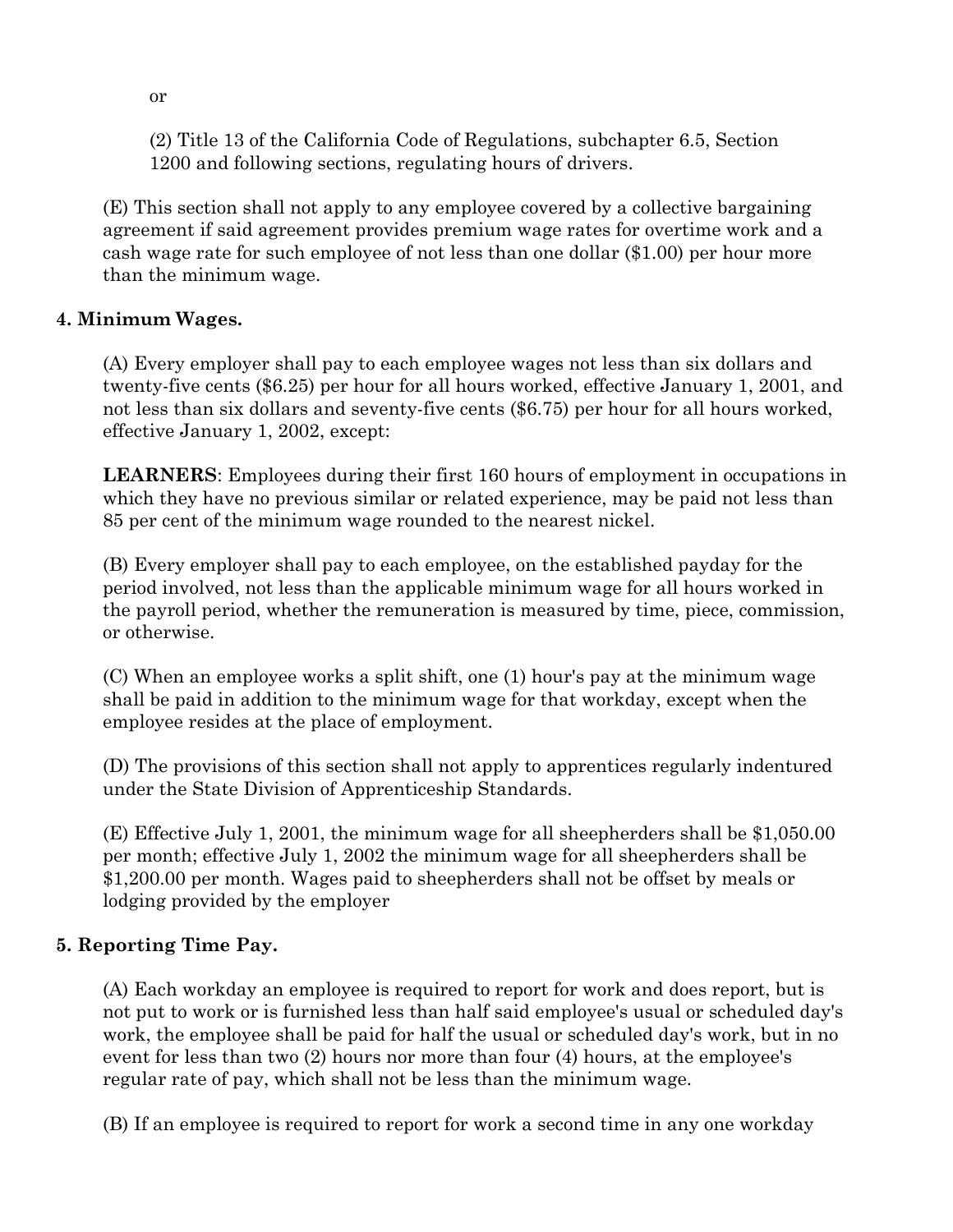or

(2) Title 13 of the California Code of Regulations, subchapter 6.5, Section 1200 and following sections, regulating hours of drivers.

(E) This section shall not apply to any employee covered by a collective bargaining agreement if said agreement provides premium wage rates for overtime work and a cash wage rate for such employee of not less than one dollar ($1.00) per hour more than the minimum wage.

**4. Minimum Wages.**

(A) Every employer shall pay to each employee wages not less than six dollars and twenty-five cents ($6.25) per hour for all hours worked, effective January 1, 2001, and not less than six dollars and seventy-five cents ($6.75) per hour for all hours worked, effective January 1, 2002, except:

**LEARNERS**: Employees during their first 160 hours of employment in occupations in which they have no previous similar or related experience, may be paid not less than 85 per cent of the minimum wage rounded to the nearest nickel.

(B) Every employer shall pay to each employee, on the established payday for the period involved, not less than the applicable minimum wage for all hours worked in the payroll period, whether the remuneration is measured by time, piece, commission, or otherwise.

(C) When an employee works a split shift, one (1) hour's pay at the minimum wage shall be paid in addition to the minimum wage for that workday, except when the employee resides at the place of employment.

(D) The provisions of this section shall not apply to apprentices regularly indentured under the State Division of Apprenticeship Standards.

(E) Effective July 1, 2001, the minimum wage for all sheepherders shall be $1,050.00 per month; effective July 1, 2002 the minimum wage for all sheepherders shall be $1,200.00 per month. Wages paid to sheepherders shall not be offset by meals or lodging provided by the employer

**5. Reporting Time Pay.**

(A) Each workday an employee is required to report for work and does report, but is not put to work or is furnished less than half said employee's usual or scheduled day's work, the employee shall be paid for half the usual or scheduled day's work, but in no event for less than two (2) hours nor more than four (4) hours, at the employee's regular rate of pay, which shall not be less than the minimum wage.

(B) If an employee is required to report for work a second time in any one workday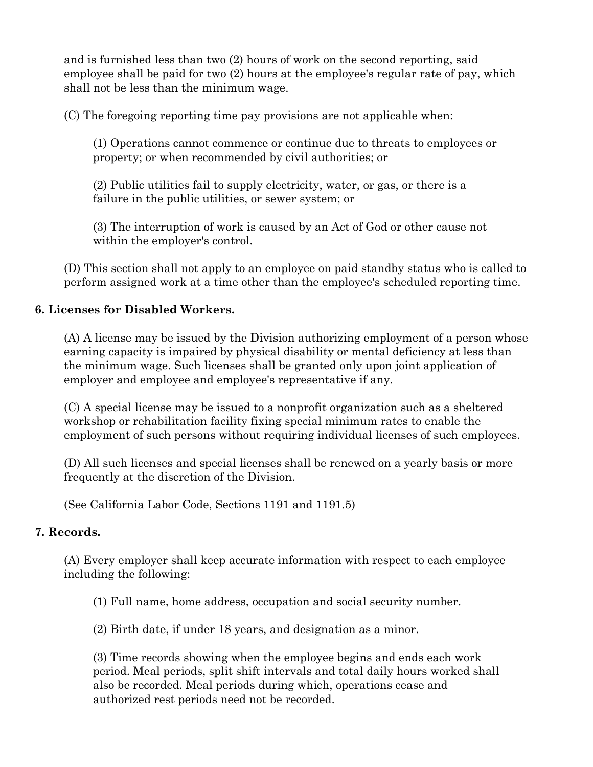and is furnished less than two (2) hours of work on the second reporting, said employee shall be paid for two (2) hours at the employee's regular rate of pay, which shall not be less than the minimum wage.

(C) The foregoing reporting time pay provisions are not applicable when:

(1) Operations cannot commence or continue due to threats to employees or property; or when recommended by civil authorities; or

(2) Public utilities fail to supply electricity, water, or gas, or there is a failure in the public utilities, or sewer system; or

(3) The interruption of work is caused by an Act of God or other cause not within the employer's control.

(D) This section shall not apply to an employee on paid standby status who is called to perform assigned work at a time other than the employee's scheduled reporting time.

**6. Licenses for Disabled Workers.**

(A) A license may be issued by the Division authorizing employment of a person whose earning capacity is impaired by physical disability or mental deficiency at less than the minimum wage. Such licenses shall be granted only upon joint application of employer and employee and employee's representative if any.

(C) A special license may be issued to a nonprofit organization such as a sheltered workshop or rehabilitation facility fixing special minimum rates to enable the employment of such persons without requiring individual licenses of such employees.

(D) All such licenses and special licenses shall be renewed on a yearly basis or more frequently at the discretion of the Division.

(See California Labor Code, Sections 1191 and 1191.5)

**7. Records.**

(A) Every employer shall keep accurate information with respect to each employee including the following:

(1) Full name, home address, occupation and social security number.

(2) Birth date, if under 18 years, and designation as a minor.

(3) Time records showing when the employee begins and ends each work period. Meal periods, split shift intervals and total daily hours worked shall also be recorded. Meal periods during which, operations cease and authorized rest periods need not be recorded.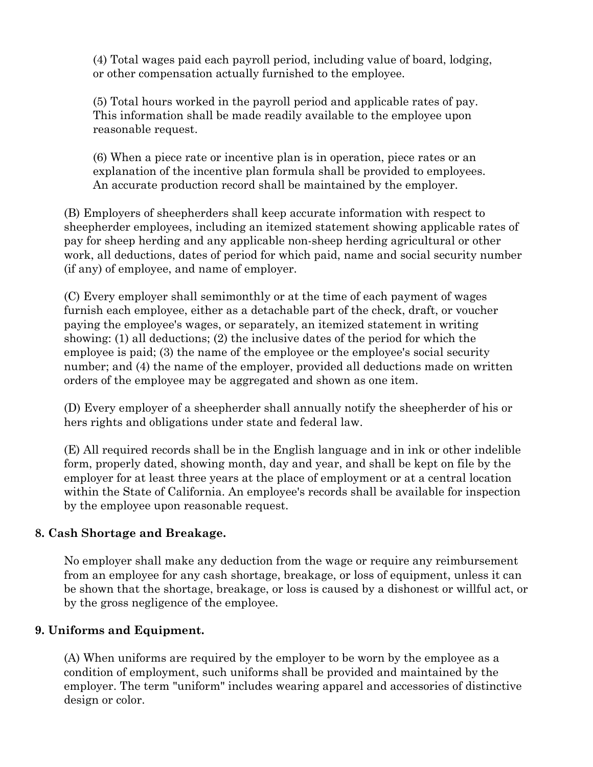(4) Total wages paid each payroll period, including value of board, lodging, or other compensation actually furnished to the employee.

(5) Total hours worked in the payroll period and applicable rates of pay. This information shall be made readily available to the employee upon reasonable request.

(6) When a piece rate or incentive plan is in operation, piece rates or an explanation of the incentive plan formula shall be provided to employees. An accurate production record shall be maintained by the employer.

(B) Employers of sheepherders shall keep accurate information with respect to sheepherder employees, including an itemized statement showing applicable rates of pay for sheep herding and any applicable non-sheep herding agricultural or other work, all deductions, dates of period for which paid, name and social security number (if any) of employee, and name of employer.

(C) Every employer shall semimonthly or at the time of each payment of wages furnish each employee, either as a detachable part of the check, draft, or voucher paying the employee's wages, or separately, an itemized statement in writing showing: (1) all deductions; (2) the inclusive dates of the period for which the employee is paid; (3) the name of the employee or the employee's social security number; and (4) the name of the employer, provided all deductions made on written orders of the employee may be aggregated and shown as one item.

(D) Every employer of a sheepherder shall annually notify the sheepherder of his or hers rights and obligations under state and federal law.

(E) All required records shall be in the English language and in ink or other indelible form, properly dated, showing month, day and year, and shall be kept on file by the employer for at least three years at the place of employment or at a central location within the State of California. An employee's records shall be available for inspection by the employee upon reasonable request.

**8. Cash Shortage and Breakage.**

No employer shall make any deduction from the wage or require any reimbursement from an employee for any cash shortage, breakage, or loss of equipment, unless it can be shown that the shortage, breakage, or loss is caused by a dishonest or willful act, or by the gross negligence of the employee.

**9. Uniforms and Equipment.**

(A) When uniforms are required by the employer to be worn by the employee as a condition of employment, such uniforms shall be provided and maintained by the employer. The term "uniform" includes wearing apparel and accessories of distinctive design or color.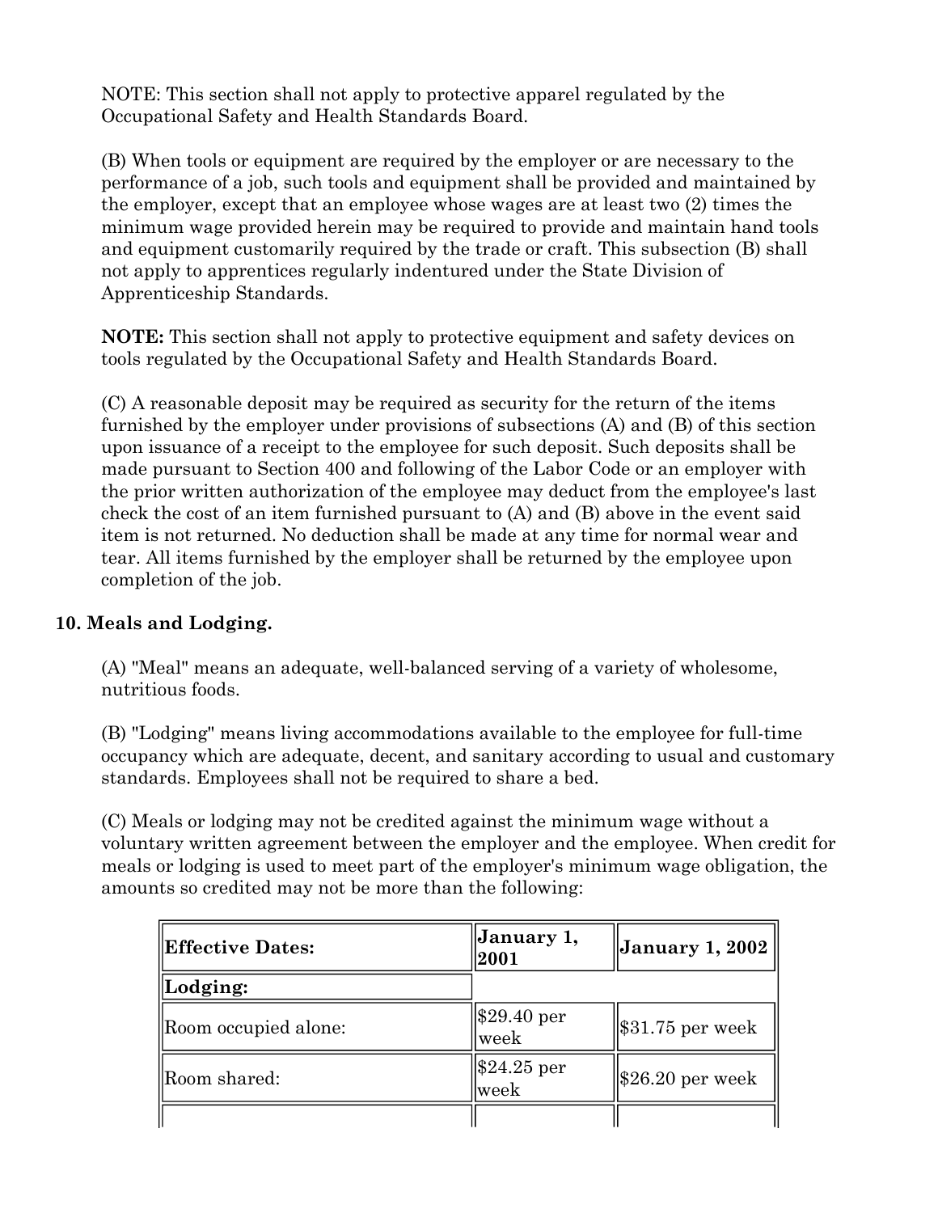NOTE: This section shall not apply to protective apparel regulated by the Occupational Safety and Health Standards Board.

(B) When tools or equipment are required by the employer or are necessary to the performance of a job, such tools and equipment shall be provided and maintained by the employer, except that an employee whose wages are at least two (2) times the minimum wage provided herein may be required to provide and maintain hand tools and equipment customarily required by the trade or craft. This subsection (B) shall not apply to apprentices regularly indentured under the State Division of Apprenticeship Standards.

**NOTE:** This section shall not apply to protective equipment and safety devices on tools regulated by the Occupational Safety and Health Standards Board.

(C) A reasonable deposit may be required as security for the return of the items furnished by the employer under provisions of subsections (A) and (B) of this section upon issuance of a receipt to the employee for such deposit. Such deposits shall be made pursuant to Section 400 and following of the Labor Code or an employer with the prior written authorization of the employee may deduct from the employee's last check the cost of an item furnished pursuant to (A) and (B) above in the event said item is not returned. No deduction shall be made at any time for normal wear and tear. All items furnished by the employer shall be returned by the employee upon completion of the job.

### 10. Meals and Lodging.

(A) "Meal" means an adequate, well-balanced serving of a variety of wholesome, nutritious foods.

(B) "Lodging" means living accommodations available to the employee for full-time occupancy which are adequate, decent, and sanitary according to usual and customary standards. Employees shall not be required to share a bed.

(C) Meals or lodging may not be credited against the minimum wage without a voluntary written agreement between the employer and the employee. When credit for meals or lodging is used to meet part of the employer's minimum wage obligation, the amounts so credited may not be more than the following:

| **Effective Dates:** | **January 1, 2001** | **January 1, 2002** |
|---|---|---|
| **Lodging:** | | |
| Room occupied alone: | $29.40 per week | $31.75 per week |
| Room shared: | $24.25 per week | $26.20 per week |
| | | |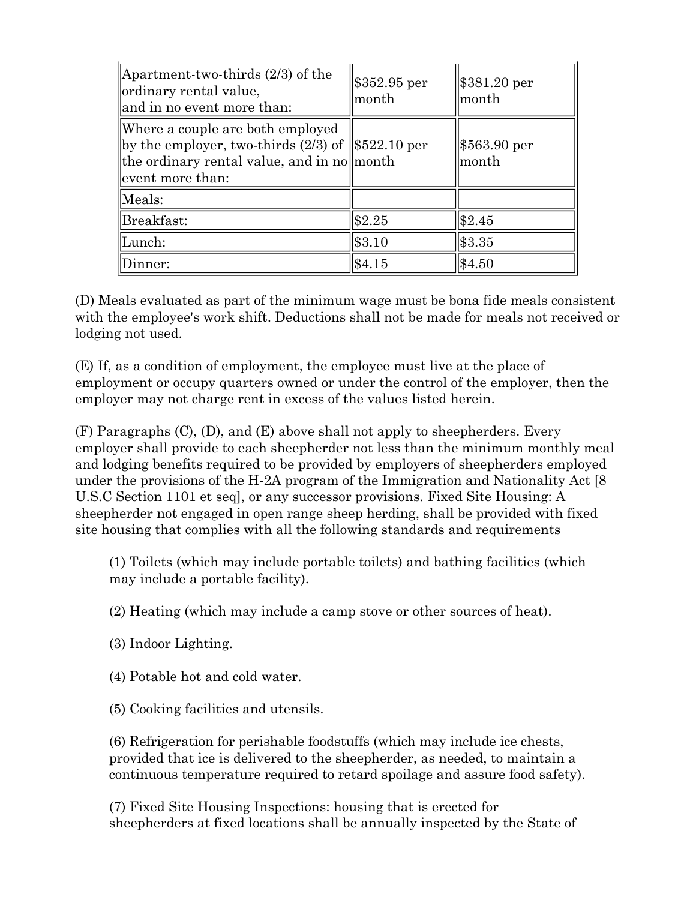| | | |
|---|---|---|
| Apartment-two-thirds (2/3) of the ordinary rental value, and in no event more than: | $352.95 per month | $381.20 per month |
| Where a couple are both employed by the employer, two-thirds (2/3) of the ordinary rental value, and in no event more than: | $522.10 per month | $563.90 per month |
| Meals: | | |
| Breakfast: | $2.25 | $2.45 |
| Lunch: | $3.10 | $3.35 |
| Dinner: | $4.15 | $4.50 |

(D) Meals evaluated as part of the minimum wage must be bona fide meals consistent with the employee's work shift. Deductions shall not be made for meals not received or lodging not used.

(E) If, as a condition of employment, the employee must live at the place of employment or occupy quarters owned or under the control of the employer, then the employer may not charge rent in excess of the values listed herein.

(F) Paragraphs (C), (D), and (E) above shall not apply to sheepherders. Every employer shall provide to each sheepherder not less than the minimum monthly meal and lodging benefits required to be provided by employers of sheepherders employed under the provisions of the H-2A program of the Immigration and Nationality Act [8 U.S.C Section 1101 et seq], or any successor provisions. Fixed Site Housing: A sheepherder not engaged in open range sheep herding, shall be provided with fixed site housing that complies with all the following standards and requirements

(1) Toilets (which may include portable toilets) and bathing facilities (which may include a portable facility).

(2) Heating (which may include a camp stove or other sources of heat).

(3) Indoor Lighting.

(4) Potable hot and cold water.

(5) Cooking facilities and utensils.

(6) Refrigeration for perishable foodstuffs (which may include ice chests, provided that ice is delivered to the sheepherder, as needed, to maintain a continuous temperature required to retard spoilage and assure food safety).

(7) Fixed Site Housing Inspections: housing that is erected for sheepherders at fixed locations shall be annually inspected by the State of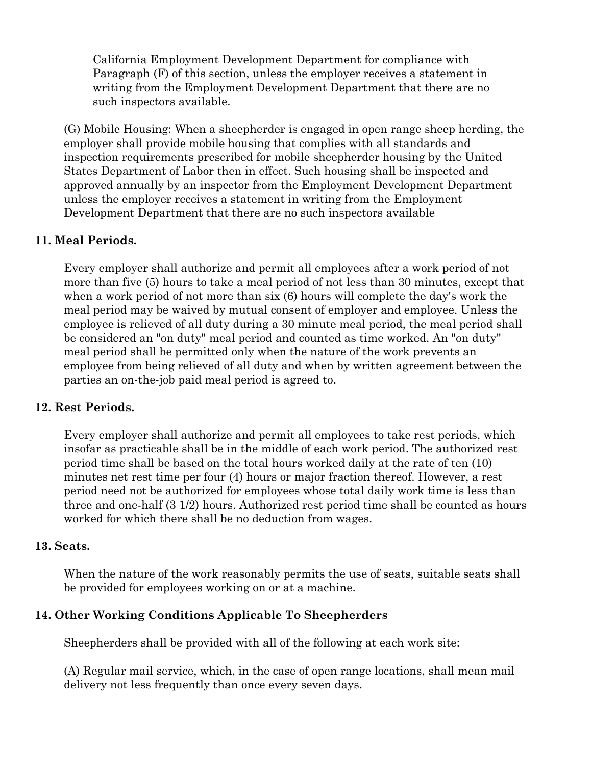California Employment Development Department for compliance with Paragraph (F) of this section, unless the employer receives a statement in writing from the Employment Development Department that there are no such inspectors available.

(G) Mobile Housing: When a sheepherder is engaged in open range sheep herding, the employer shall provide mobile housing that complies with all standards and inspection requirements prescribed for mobile sheepherder housing by the United States Department of Labor then in effect. Such housing shall be inspected and approved annually by an inspector from the Employment Development Department unless the employer receives a statement in writing from the Employment Development Department that there are no such inspectors available

### 11. Meal Periods.

Every employer shall authorize and permit all employees after a work period of not more than five (5) hours to take a meal period of not less than 30 minutes, except that when a work period of not more than six (6) hours will complete the day's work the meal period may be waived by mutual consent of employer and employee. Unless the employee is relieved of all duty during a 30 minute meal period, the meal period shall be considered an "on duty" meal period and counted as time worked. An "on duty" meal period shall be permitted only when the nature of the work prevents an employee from being relieved of all duty and when by written agreement between the parties an on-the-job paid meal period is agreed to.

### 12. Rest Periods.

Every employer shall authorize and permit all employees to take rest periods, which insofar as practicable shall be in the middle of each work period. The authorized rest period time shall be based on the total hours worked daily at the rate of ten (10) minutes net rest time per four (4) hours or major fraction thereof. However, a rest period need not be authorized for employees whose total daily work time is less than three and one-half (3 1/2) hours. Authorized rest period time shall be counted as hours worked for which there shall be no deduction from wages.

### 13. Seats.

When the nature of the work reasonably permits the use of seats, suitable seats shall be provided for employees working on or at a machine.

### 14. Other Working Conditions Applicable To Sheepherders

Sheepherders shall be provided with all of the following at each work site:

(A) Regular mail service, which, in the case of open range locations, shall mean mail delivery not less frequently than once every seven days.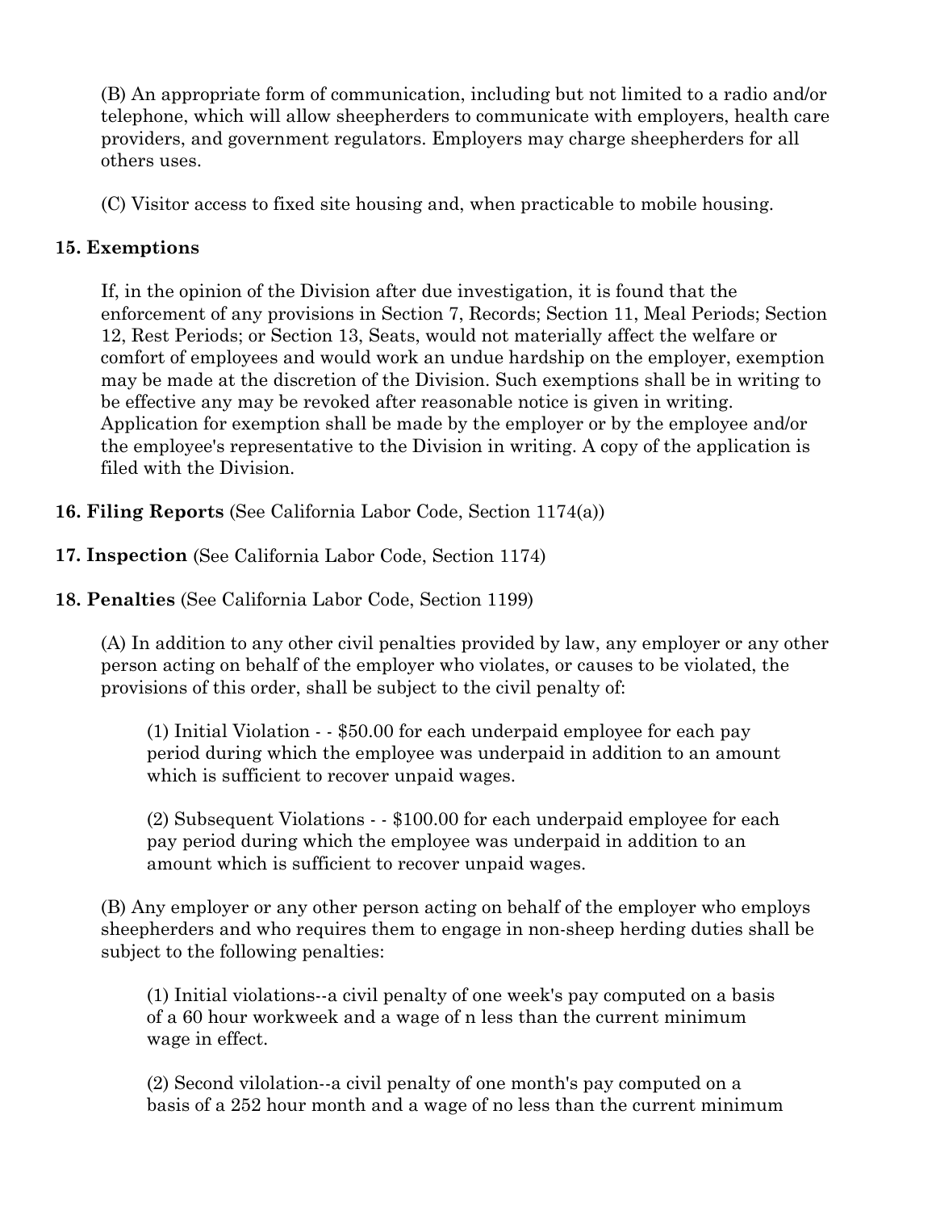(B) An appropriate form of communication, including but not limited to a radio and/or telephone, which will allow sheepherders to communicate with employers, health care providers, and government regulators. Employers may charge sheepherders for all others uses.

(C) Visitor access to fixed site housing and, when practicable to mobile housing.

**15. Exemptions**

If, in the opinion of the Division after due investigation, it is found that the enforcement of any provisions in Section 7, Records; Section 11, Meal Periods; Section 12, Rest Periods; or Section 13, Seats, would not materially affect the welfare or comfort of employees and would work an undue hardship on the employer, exemption may be made at the discretion of the Division. Such exemptions shall be in writing to be effective any may be revoked after reasonable notice is given in writing. Application for exemption shall be made by the employer or by the employee and/or the employee's representative to the Division in writing. A copy of the application is filed with the Division.

**16. Filing Reports** (See California Labor Code, Section 1174(a))

**17. Inspection** (See California Labor Code, Section 1174)

**18. Penalties** (See California Labor Code, Section 1199)

(A) In addition to any other civil penalties provided by law, any employer or any other person acting on behalf of the employer who violates, or causes to be violated, the provisions of this order, shall be subject to the civil penalty of:

(1) Initial Violation - - $50.00 for each underpaid employee for each pay period during which the employee was underpaid in addition to an amount which is sufficient to recover unpaid wages.

(2) Subsequent Violations - - $100.00 for each underpaid employee for each pay period during which the employee was underpaid in addition to an amount which is sufficient to recover unpaid wages.

(B) Any employer or any other person acting on behalf of the employer who employs sheepherders and who requires them to engage in non-sheep herding duties shall be subject to the following penalties:

(1) Initial violations--a civil penalty of one week's pay computed on a basis of a 60 hour workweek and a wage of n less than the current minimum wage in effect.

(2) Second vilolation--a civil penalty of one month's pay computed on a basis of a 252 hour month and a wage of no less than the current minimum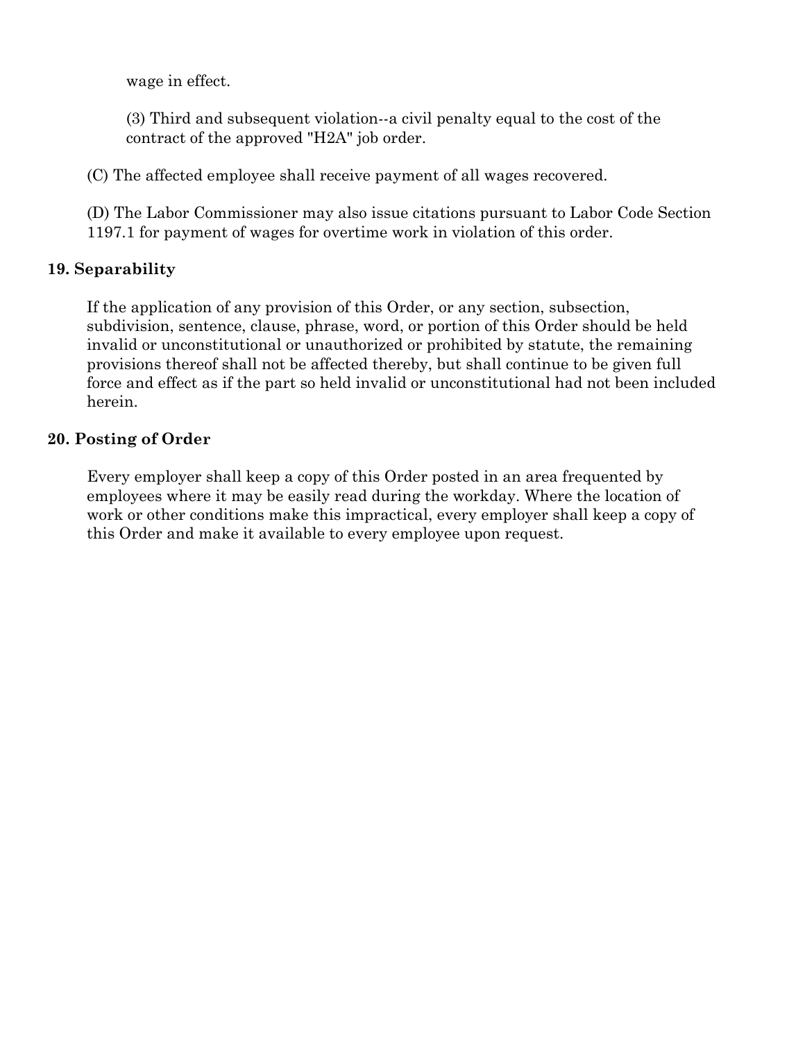wage in effect.

(3) Third and subsequent violation--a civil penalty equal to the cost of the contract of the approved "H2A" job order.

(C) The affected employee shall receive payment of all wages recovered.

(D) The Labor Commissioner may also issue citations pursuant to Labor Code Section 1197.1 for payment of wages for overtime work in violation of this order.

### 19. Separability

If the application of any provision of this Order, or any section, subsection, subdivision, sentence, clause, phrase, word, or portion of this Order should be held invalid or unconstitutional or unauthorized or prohibited by statute, the remaining provisions thereof shall not be affected thereby, but shall continue to be given full force and effect as if the part so held invalid or unconstitutional had not been included herein.

### 20. Posting of Order

Every employer shall keep a copy of this Order posted in an area frequented by employees where it may be easily read during the workday. Where the location of work or other conditions make this impractical, every employer shall keep a copy of this Order and make it available to every employee upon request.